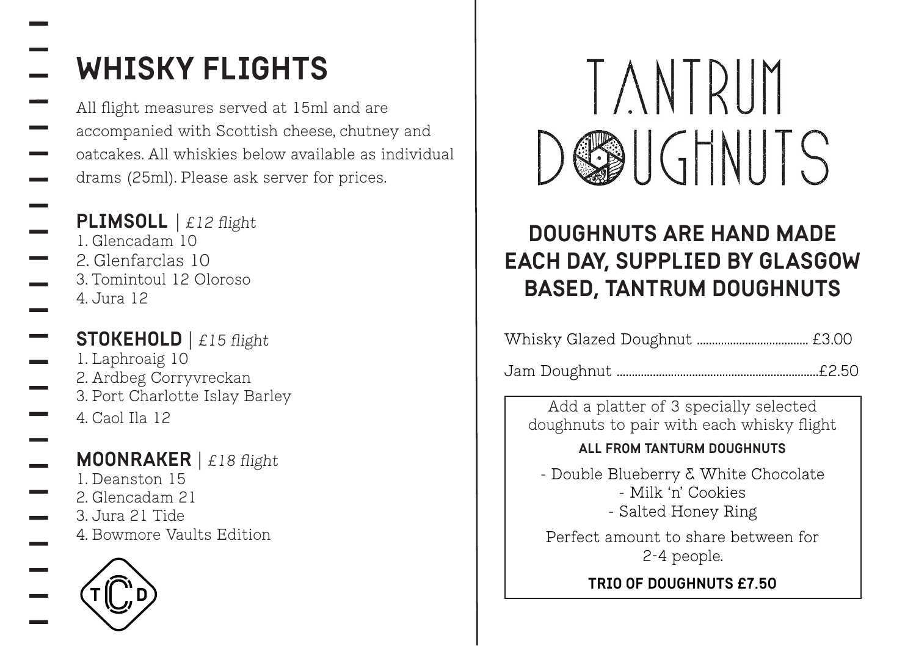# WHISKY FLIGHTS

All flight measures served at 15ml and are accompanied with Scottish cheese, chutney and oatcakes. All whiskies below available as individual drams (25ml). Please ask server for prices.

## PLIMSOLL | *£12 flight*

1. Glencadam 10
2. Glenfarclas 10
3. Tomintoul 12 Oloroso
4. Jura 12

## STOKEHOLD | *£15 flight*

1. Laphroaig 10
2. Ardbeg Corryvreckan
3. Port Charlotte Islay Barley
4. Caol Ila 12

## MOONRAKER | *£18 flight*

1. Deanston 15
2. Glencadam 21
3. Jura 21 Tide
4. Bowmore Vaults Edition

TCD

# TANTRUM DOUGHNUTS

## DOUGHNUTS ARE HAND MADE EACH DAY, SUPPLIED BY GLASGOW BASED, TANTRUM DOUGHNUTS

Whisky Glazed Doughnut .................................... £3.00

Jam Doughnut .................................................................. £2.50

Add a platter of 3 specially selected doughnuts to pair with each whisky flight

**ALL FROM TANTURM DOUGHNUTS**

- Double Blueberry & White Chocolate
- Milk 'n' Cookies
- Salted Honey Ring

Perfect amount to share between for 2-4 people.

**TRIO OF DOUGHNUTS £7.50**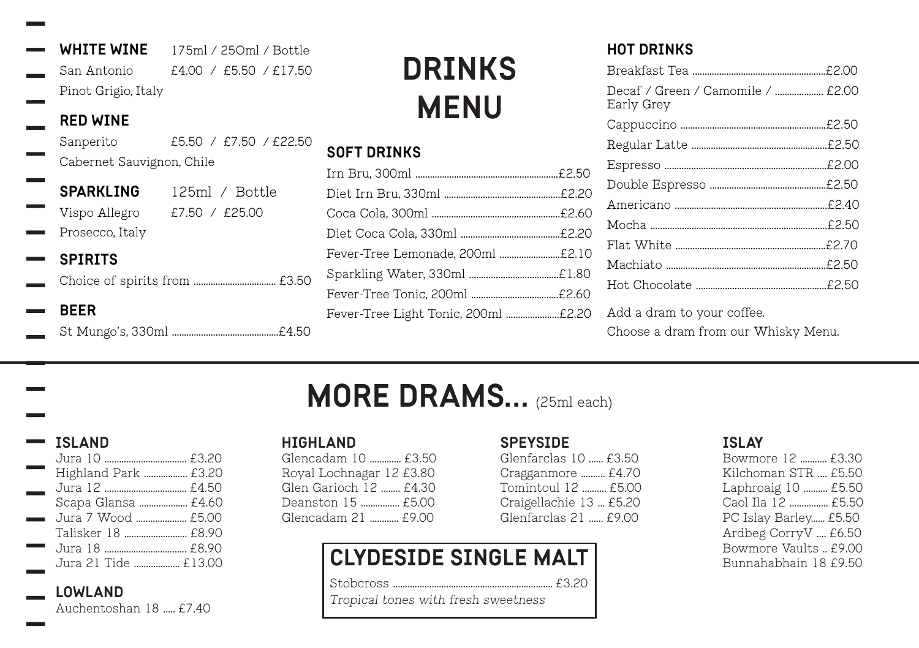# DRINKS MENU

## WHITE WINE

175ml / 250ml / Bottle

San Antonio £4.00 / £5.50 / £17.50
Pinot Grigio, Italy

## RED WINE

Sanperito £5.50 / £7.50 / £22.50
Cabernet Sauvignon, Chile

## SPARKLING

125ml / Bottle

Vispo Allegro £7.50 / £25.00
Prosecco, Italy

## SPIRITS

Choice of spirits from ... £3.50

## BEER

St Mungo's, 330ml ... £4.50

## SOFT DRINKS

| | |
|---|---|
| Irn Bru, 300ml | £2.50 |
| Diet Irn Bru, 330ml | £2.20 |
| Coca Cola, 300ml | £2.60 |
| Diet Coca Cola, 330ml | £2.20 |
| Fever-Tree Lemonade, 200ml | £2.10 |
| Sparkling Water, 330ml | £1.80 |
| Fever-Tree Tonic, 200ml | £2.60 |
| Fever-Tree Light Tonic, 200ml | £2.20 |

## HOT DRINKS

| | |
|---|---|
| Breakfast Tea | £2.00 |
| Decaf / Green / Camomile / Early Grey | £2.00 |
| Cappuccino | £2.50 |
| Regular Latte | £2.50 |
| Espresso | £2.00 |
| Double Espresso | £2.50 |
| Americano | £2.40 |
| Mocha | £2.50 |
| Flat White | £2.70 |
| Machiato | £2.50 |
| Hot Chocolate | £2.50 |

Add a dram to your coffee.
Choose a dram from our Whisky Menu.

# MORE DRAMS... (25ml each)

## ISLAND

| | |
|---|---|
| Jura 10 | £3.20 |
| Highland Park | £3.20 |
| Jura 12 | £4.50 |
| Scapa Glansa | £4.60 |
| Jura 7 Wood | £5.00 |
| Talisker 18 | £8.90 |
| Jura 18 | £8.90 |
| Jura 21 Tide | £13.00 |

## LOWLAND

| | |
|---|---|
| Auchentoshan 18 | £7.40 |

## HIGHLAND

| | |
|---|---|
| Glencadam 10 | £3.50 |
| Royal Lochnagar 12 | £3.80 |
| Glen Garioch 12 | £4.30 |
| Deanston 15 | £5.00 |
| Glencadam 21 | £9.00 |

## SPEYSIDE

| | |
|---|---|
| Glenfarclas 10 | £3.50 |
| Cragganmore | £4.70 |
| Tomintoul 12 | £5.00 |
| Craigellachie 13 | £5.20 |
| Glenfarclas 21 | £9.00 |

## CLYDESIDE SINGLE MALT

Stobcross ... £3.20
*Tropical tones with fresh sweetness*

## ISLAY

| | |
|---|---|
| Bowmore 12 | £3.30 |
| Kilchoman STR | £5.50 |
| Laphroaig 10 | £5.50 |
| Caol Ila 12 | £5.50 |
| PC Islay Barley | £5.50 |
| Ardbeg CorryV | £6.50 |
| Bowmore Vaults | £9.00 |
| Bunnahabhain 18 | £9.50 |